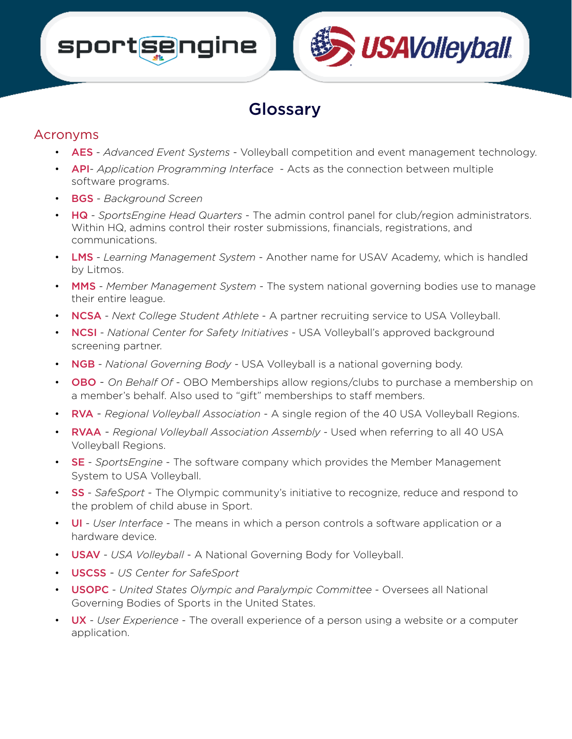# Glossary

## Acronyms

- **AES** - *Advanced Event Systems* - Volleyball competition and event management technology.
- **API**- *Application Programming Interface* - Acts as the connection between multiple software programs.
- **BGS** - *Background Screen*
- **HQ** - *SportsEngine Head Quarters* - The admin control panel for club/region administrators. Within HQ, admins control their roster submissions, financials, registrations, and communications.
- **LMS** - *Learning Management System* - Another name for USAV Academy, which is handled by Litmos.
- **MMS** - *Member Management System* - The system national governing bodies use to manage their entire league.
- **NCSA** - *Next College Student Athlete* - A partner recruiting service to USA Volleyball.
- **NCSI** - *National Center for Safety Initiatives* - USA Volleyball's approved background screening partner.
- **NGB** - *National Governing Body* - USA Volleyball is a national governing body.
- **OBO** - *On Behalf Of* - OBO Memberships allow regions/clubs to purchase a membership on a member's behalf. Also used to "gift" memberships to staff members.
- **RVA** - *Regional Volleyball Association* - A single region of the 40 USA Volleyball Regions.
- **RVAA** - *Regional Volleyball Association Assembly* - Used when referring to all 40 USA Volleyball Regions.
- **SE** - *SportsEngine* - The software company which provides the Member Management System to USA Volleyball.
- **SS** - *SafeSport* - The Olympic community's initiative to recognize, reduce and respond to the problem of child abuse in Sport.
- **UI** - *User Interface* - The means in which a person controls a software application or a hardware device.
- **USAV** - *USA Volleyball* - A National Governing Body for Volleyball.
- **USCSS** - *US Center for SafeSport*
- **USOPC** - *United States Olympic and Paralympic Committee* - Oversees all National Governing Bodies of Sports in the United States.
- **UX** - *User Experience* - The overall experience of a person using a website or a computer application.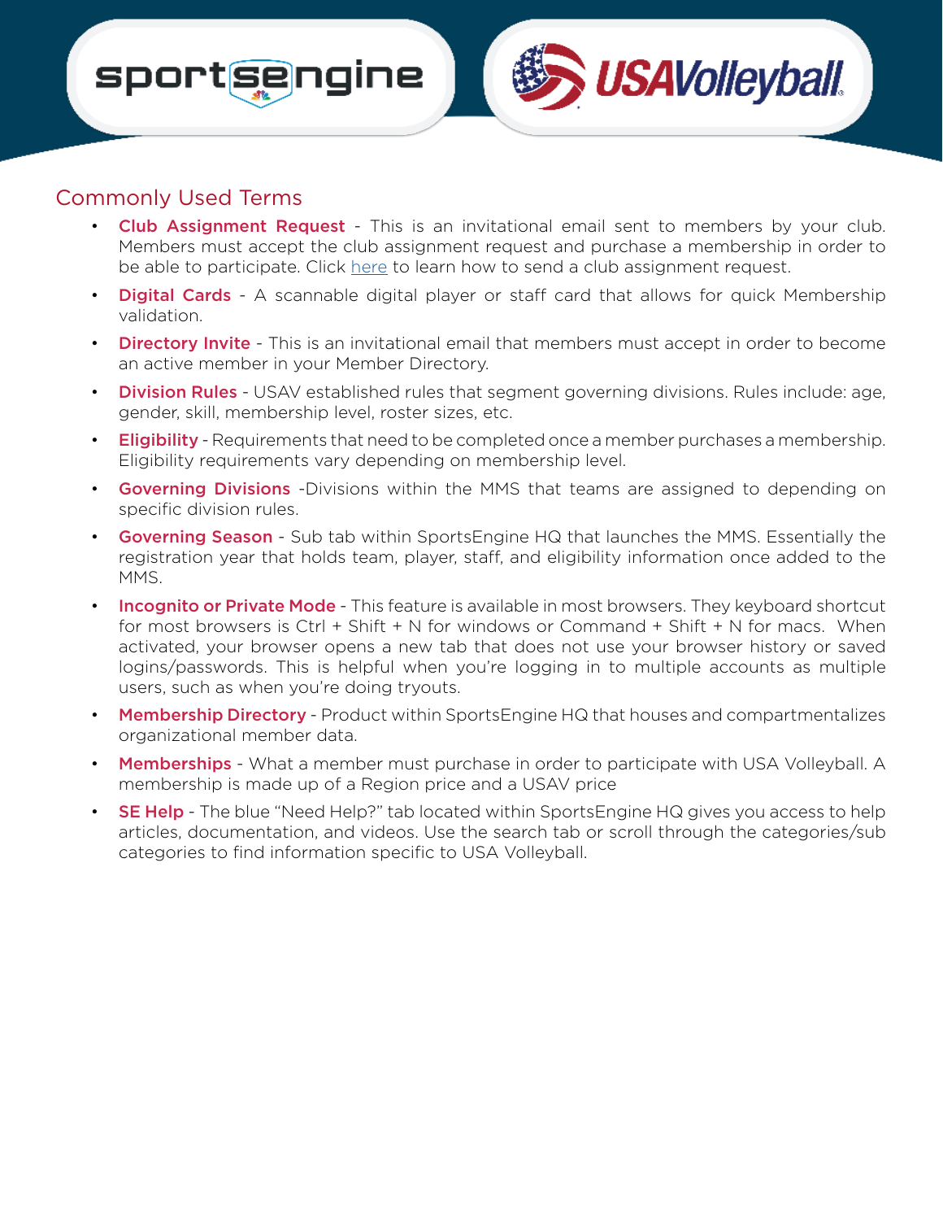## Commonly Used Terms

- **Club Assignment Request** - This is an invitational email sent to members by your club. Members must accept the club assignment request and purchase a membership in order to be able to participate. Click here to learn how to send a club assignment request.
- **Digital Cards** - A scannable digital player or staff card that allows for quick Membership validation.
- **Directory Invite** - This is an invitational email that members must accept in order to become an active member in your Member Directory.
- **Division Rules** - USAV established rules that segment governing divisions. Rules include: age, gender, skill, membership level, roster sizes, etc.
- **Eligibility** - Requirements that need to be completed once a member purchases a membership. Eligibility requirements vary depending on membership level.
- **Governing Divisions** -Divisions within the MMS that teams are assigned to depending on specific division rules.
- **Governing Season** - Sub tab within SportsEngine HQ that launches the MMS. Essentially the registration year that holds team, player, staff, and eligibility information once added to the MMS.
- **Incognito or Private Mode** - This feature is available in most browsers. They keyboard shortcut for most browsers is Ctrl + Shift + N for windows or Command + Shift + N for macs. When activated, your browser opens a new tab that does not use your browser history or saved logins/passwords. This is helpful when you're logging in to multiple accounts as multiple users, such as when you're doing tryouts.
- **Membership Directory** - Product within SportsEngine HQ that houses and compartmentalizes organizational member data.
- **Memberships** - What a member must purchase in order to participate with USA Volleyball. A membership is made up of a Region price and a USAV price
- **SE Help** - The blue "Need Help?" tab located within SportsEngine HQ gives you access to help articles, documentation, and videos. Use the search tab or scroll through the categories/sub categories to find information specific to USA Volleyball.